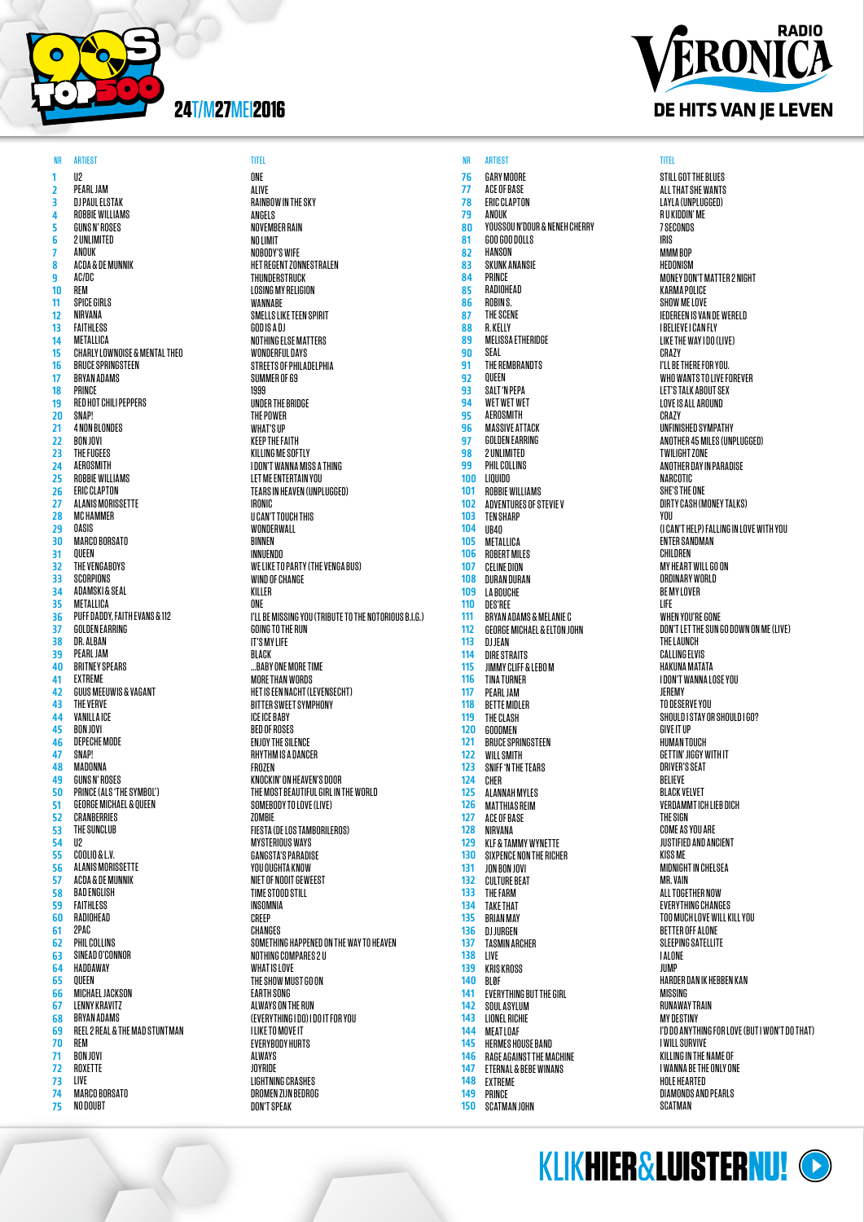# 90s TOP 500

24T/M27MEI2016

RADIO VERONICA — DE HITS VAN JE LEVEN

| NR | ARTIEST | TITEL |
|---|---|---|
| 1 | U2 | ONE |
| 2 | PEARL JAM | ALIVE |
| 3 | DJ PAUL ELSTAK | RAINBOW IN THE SKY |
| 4 | ROBBIE WILLIAMS | ANGELS |
| 5 | GUNS N' ROSES | NOVEMBER RAIN |
| 6 | 2 UNLIMITED | NO LIMIT |
| 7 | ANOUK | NOBODY'S WIFE |
| 8 | ACDA & DE MUNNIK | HET REGENT ZONNESTRALEN |
| 9 | AC/DC | THUNDERSTRUCK |
| 10 | REM | LOSING MY RELIGION |
| 11 | SPICE GIRLS | WANNABE |
| 12 | NIRVANA | SMELLS LIKE TEEN SPIRIT |
| 13 | FAITHLESS | GOD IS A DJ |
| 14 | METALLICA | NOTHING ELSE MATTERS |
| 15 | CHARLY LOWNOISE & MENTAL THEO | WONDERFUL DAYS |
| 16 | BRUCE SPRINGSTEEN | STREETS OF PHILADELPHIA |
| 17 | BRYAN ADAMS | SUMMER OF 69 |
| 18 | PRINCE | 1999 |
| 19 | RED HOT CHILI PEPPERS | UNDER THE BRIDGE |
| 20 | SNAP! | THE POWER |
| 21 | 4 NON BLONDES | WHAT'S UP |
| 22 | BON JOVI | KEEP THE FAITH |
| 23 | THE FUGEES | KILLING ME SOFTLY |
| 24 | AEROSMITH | I DON'T WANNA MISS A THING |
| 25 | ROBBIE WILLIAMS | LET ME ENTERTAIN YOU |
| 26 | ERIC CLAPTON | TEARS IN HEAVEN (UNPLUGGED) |
| 27 | ALANIS MORISSETTE | IRONIC |
| 28 | MC HAMMER | U CAN'T TOUCH THIS |
| 29 | OASIS | WONDERWALL |
| 30 | MARCO BORSATO | BINNEN |
| 31 | QUEEN | INNUENDO |
| 32 | THE VENGABOYS | WE LIKE TO PARTY (THE VENGA BUS) |
| 33 | SCORPIONS | WIND OF CHANGE |
| 34 | ADAMSKI & SEAL | KILLER |
| 35 | METALLICA | ONE |
| 36 | PUFF DADDY, FAITH EVANS & 112 | I'LL BE MISSING YOU (TRIBUTE TO THE NOTORIOUS B.I.G.) |
| 37 | GOLDEN EARRING | GOING TO THE RUN |
| 38 | DR. ALBAN | IT'S MY LIFE |
| 39 | PEARL JAM | BLACK |
| 40 | BRITNEY SPEARS | ...BABY ONE MORE TIME |
| 41 | EXTREME | MORE THAN WORDS |
| 42 | GUUS MEEUWIS & VAGANT | HET IS EEN NACHT (LEVENSECHT) |
| 43 | THE VERVE | BITTER SWEET SYMPHONY |
| 44 | VANILLA ICE | ICE ICE BABY |
| 45 | BON JOVI | BED OF ROSES |
| 46 | DEPECHE MODE | ENJOY THE SILENCE |
| 47 | SNAP! | RHYTHM IS A DANCER |
| 48 | MADONNA | FROZEN |
| 49 | GUNS N' ROSES | KNOCKIN' ON HEAVEN'S DOOR |
| 50 | PRINCE (ALS 'THE SYMBOL') | THE MOST BEAUTIFUL GIRL IN THE WORLD |
| 51 | GEORGE MICHAEL & QUEEN | SOMEBODY TO LOVE (LIVE) |
| 52 | CRANBERRIES | ZOMBIE |
| 53 | THE SUNCLUB | FIESTA (DE LOS TAMBORILEROS) |
| 54 | U2 | MYSTERIOUS WAYS |
| 55 | COOLIO & L.V. | GANGSTA'S PARADISE |
| 56 | ALANIS MORISSETTE | YOU OUGHTA KNOW |
| 57 | ACDA & DE MUNNIK | NIET OF NOOIT GEWEEST |
| 58 | BAD ENGLISH | TIME STOOD STILL |
| 59 | FAITHLESS | INSOMNIA |
| 60 | RADIOHEAD | CREEP |
| 61 | 2PAC | CHANGES |
| 62 | PHIL COLLINS | SOMETHING HAPPENED ON THE WAY TO HEAVEN |
| 63 | SINEAD O'CONNOR | NOTHING COMPARES 2 U |
| 64 | HADDAWAY | WHAT IS LOVE |
| 65 | QUEEN | THE SHOW MUST GO ON |
| 66 | MICHAEL JACKSON | EARTH SONG |
| 67 | LENNY KRAVITZ | ALWAYS ON THE RUN |
| 68 | BRYAN ADAMS | (EVERYTHING I DO) I DO IT FOR YOU |
| 69 | REEL 2 REAL & THE MAD STUNTMAN | I LIKE TO MOVE IT |
| 70 | REM | EVERYBODY HURTS |
| 71 | BON JOVI | ALWAYS |
| 72 | ROXETTE | JOYRIDE |
| 73 | LIVE | LIGHTNING CRASHES |
| 74 | MARCO BORSATO | DROMEN ZIJN BEDROG |
| 75 | NO DOUBT | DON'T SPEAK |
| 76 | GARY MOORE | STILL GOT THE BLUES |
| 77 | ACE OF BASE | ALL THAT SHE WANTS |
| 78 | ERIC CLAPTON | LAYLA (UNPLUGGED) |
| 79 | ANOUK | R U KIDDIN' ME |
| 80 | YOUSSOU N'DOUR & NENEH CHERRY | 7 SECONDS |
| 81 | GOO GOO DOLLS | IRIS |
| 82 | HANSON | MMM BOP |
| 83 | SKUNK ANANSIE | HEDONISM |
| 84 | PRINCE | MONEY DON'T MATTER 2 NIGHT |
| 85 | RADIOHEAD | KARMA POLICE |
| 86 | ROBIN S. | SHOW ME LOVE |
| 87 | THE SCENE | IEDEREEN IS VAN DE WERELD |
| 88 | R. KELLY | I BELIEVE I CAN FLY |
| 89 | MELISSA ETHERIDGE | LIKE THE WAY I DO (LIVE) |
| 90 | SEAL | CRAZY |
| 91 | THE REMBRANDTS | I'LL BE THERE FOR YOU. |
| 92 | QUEEN | WHO WANTS TO LIVE FOREVER |
| 93 | SALT 'N PEPA | LET'S TALK ABOUT SEX |
| 94 | WET WET WET | LOVE IS ALL AROUND |
| 95 | AEROSMITH | CRAZY |
| 96 | MASSIVE ATTACK | UNFINISHED SYMPATHY |
| 97 | GOLDEN EARRING | ANOTHER 45 MILES (UNPLUGGED) |
| 98 | 2 UNLIMITED | TWILIGHT ZONE |
| 99 | PHIL COLLINS | ANOTHER DAY IN PARADISE |
| 100 | LIQUIDO | NARCOTIC |
| 101 | ROBBIE WILLIAMS | SHE'S THE ONE |
| 102 | ADVENTURES OF STEVIE V | DIRTY CASH (MONEY TALKS) |
| 103 | TEN SHARP | YOU |
| 104 | UB40 | (I CAN'T HELP) FALLING IN LOVE WITH YOU |
| 105 | METALLICA | ENTER SANDMAN |
| 106 | ROBERT MILES | CHILDREN |
| 107 | CELINE DION | MY HEART WILL GO ON |
| 108 | DURAN DURAN | ORDINARY WORLD |
| 109 | LA BOUCHE | BE MY LOVER |
| 110 | DES'REE | LIFE |
| 111 | BRYAN ADAMS & MELANIE C | WHEN YOU'RE GONE |
| 112 | GEORGE MICHAEL & ELTON JOHN | DON'T LET THE SUN GO DOWN ON ME (LIVE) |
| 113 | DJ JEAN | THE LAUNCH |
| 114 | DIRE STRAITS | CALLING ELVIS |
| 115 | JIMMY CLIFF & LEBO M | HAKUNA MATATA |
| 116 | TINA TURNER | I DON'T WANNA LOSE YOU |
| 117 | PEARL JAM | JEREMY |
| 118 | BETTE MIDLER | TO DESERVE YOU |
| 119 | THE CLASH | SHOULD I STAY OR SHOULD I GO? |
| 120 | GOODMEN | GIVE IT UP |
| 121 | BRUCE SPRINGSTEEN | HUMAN TOUCH |
| 122 | WILL SMITH | GETTIN' JIGGY WITH IT |
| 123 | SNIFF 'N THE TEARS | DRIVER'S SEAT |
| 124 | CHER | BELIEVE |
| 125 | ALANNAH MYLES | BLACK VELVET |
| 126 | MATTHIAS REIM | VERDAMMT ICH LIEB DICH |
| 127 | ACE OF BASE | THE SIGN |
| 128 | NIRVANA | COME AS YOU ARE |
| 129 | KLF & TAMMY WYNETTE | JUSTIFIED AND ANCIENT |
| 130 | SIXPENCE NON THE RICHER | KISS ME |
| 131 | JON BON JOVI | MIDNIGHT IN CHELSEA |
| 132 | CULTURE BEAT | MR. VAIN |
| 133 | THE FARM | ALL TOGETHER NOW |
| 134 | TAKE THAT | EVERYTHING CHANGES |
| 135 | BRIAN MAY | TOO MUCH LOVE WILL KILL YOU |
| 136 | DJ JURGEN | BETTER OFF ALONE |
| 137 | TASMIN ARCHER | SLEEPING SATELLITE |
| 138 | LIVE | I ALONE |
| 139 | KRIS KROSS | JUMP |
| 140 | BLØF | HARDER DAN IK HEBBEN KAN |
| 141 | EVERYTHING BUT THE GIRL | MISSING |
| 142 | SOUL ASYLUM | RUNAWAY TRAIN |
| 143 | LIONEL RICHIE | MY DESTINY |
| 144 | MEAT LOAF | I'D DO ANYTHING FOR LOVE (BUT I WON'T DO THAT) |
| 145 | HERMES HOUSE BAND | I WILL SURVIVE |
| 146 | RAGE AGAINST THE MACHINE | KILLING IN THE NAME OF |
| 147 | ETERNAL & BEBE WINANS | I WANNA BE THE ONLY ONE |
| 148 | EXTREME | HOLE HEARTED |
| 149 | PRINCE | DIAMONDS AND PEARLS |
| 150 | SCATMAN JOHN | SCATMAN |

KLIKHIER&LUISTERNU!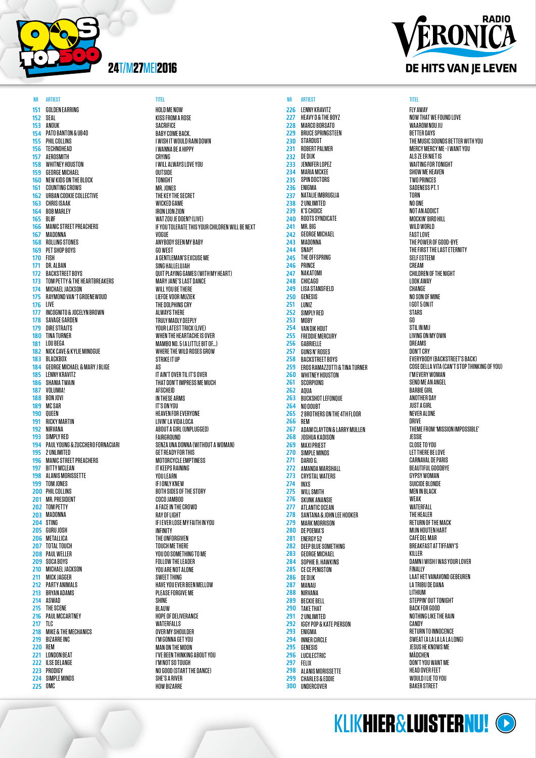# 90s TOP 500

24T/M27MEI2016

RADIO VERONICA — DE HITS VAN JE LEVEN

| NR | ARTIEST | TITEL |
|---|---|---|
| 151 | GOLDEN EARRING | HOLD ME NOW |
| 152 | SEAL | KISS FROM A ROSE |
| 153 | ANOUK | SACRIFICE |
| 154 | PATO BANTON & UB40 | BABY COME BACK. |
| 155 | PHIL COLLINS | I WISH IT WOULD RAIN DOWN |
| 156 | TECHNOHEAD | I WANNA BE A HIPPY |
| 157 | AEROSMITH | CRYING |
| 158 | WHITNEY HOUSTON | I WILL ALWAYS LOVE YOU |
| 159 | GEORGE MICHAEL | OUTSIDE |
| 160 | NEW KIDS ON THE BLOCK | TONIGHT |
| 161 | COUNTING CROWS | MR. JONES |
| 162 | URBAN COOKIE COLLECTIVE | THE KEY THE SECRET |
| 163 | CHRIS ISAAK | WICKED GAME |
| 164 | BOB MARLEY | IRON LION ZION |
| 165 | BLØF | WAT ZOU JE DOEN? (LIVE) |
| 166 | MANIC STREET PREACHERS | IF YOU TOLERATE THIS YOUR CHILDREN WILL BE NEXT |
| 167 | MADONNA | VOGUE |
| 168 | ROLLING STONES | ANYBODY SEEN MY BABY |
| 169 | PET SHOP BOYS | GO WEST |
| 170 | FISH | A GENTLEMAN'S EXCUSE ME |
| 171 | DR. ALBAN | SING HALLELUJAH |
| 172 | BACKSTREET BOYS | QUIT PLAYING GAMES (WITH MY HEART) |
| 173 | TOM PETTY & THE HEARTBREAKERS | MARY JANE'S LAST DANCE |
| 174 | MICHAEL JACKSON | WILL YOU BE THERE |
| 175 | RAYMOND VAN 'T GROENEWOUD | LIEFDE VOOR MUZIEK |
| 176 | LIVE | THE DOLPHINS CRY |
| 177 | INCOGNITO & JOCELYN BROWN | ALWAYS THERE |
| 178 | SAVAGE GARDEN | TRULY MADLY DEEPLY |
| 179 | DIRE STRAITS | YOUR LATEST TRICK (LIVE) |
| 180 | TINA TURNER | WHEN THE HEARTACHE IS OVER |
| 181 | LOU BEGA | MAMBO NO. 5 (A LITTLE BIT OF...) |
| 182 | NICK CAVE & KYLIE MINOGUE | WHERE THE WILD ROSES GROW |
| 183 | BLACKBOX | STRIKE IT UP |
| 184 | GEORGE MICHAEL & MARY J BLIGE | AS |
| 185 | LENNY KRAVITZ | IT AIN'T OVER TIL IT'S OVER |
| 186 | SHANIA TWAIN | THAT DON'T IMPRESS ME MUCH |
| 187 | VOLUMIA! | AFSCHEID |
| 188 | BON JOVI | IN THESE ARMS |
| 189 | MC SAR | IT'S ON YOU |
| 190 | QUEEN | HEAVEN FOR EVERYONE |
| 191 | RICKY MARTIN | LIVIN' LA VIDA LOCA |
| 192 | NIRVANA | ABOUT A GIRL (UNPLUGGED) |
| 193 | SIMPLY RED | FAIRGROUND |
| 194 | PAUL YOUNG & ZUCCHERO FORNACIARI | SENZA UNA DONNA (WITHOUT A WOMAN) |
| 195 | 2 UNLIMITED | GET READY FOR THIS |
| 196 | MANIC STREET PREACHERS | MOTORCYCLE EMPTINESS |
| 197 | BITTY MCLEAN | IT KEEPS RAINING |
| 198 | ALANIS MORISSETTE | YOU LEARN |
| 199 | TOM JONES | IF I ONLY KNEW |
| 200 | PHIL COLLINS | BOTH SIDES OF THE STORY |
| 201 | MR. PRESIDENT | COCO JAMBOO |
| 202 | TOM PETTY | A FACE IN THE CROWD |
| 203 | MADONNA | RAY OF LIGHT |
| 204 | STING | IF I EVER LOSE MY FAITH IN YOU |
| 205 | GURU JOSH | INFINITY |
| 206 | METALLICA | THE UNFORGIVEN |
| 207 | TOTAL TOUCH | TOUCH ME THERE |
| 208 | PAUL WELLER | YOU DO SOMETHING TO ME |
| 209 | SOCA BOYS | FOLLOW THE LEADER |
| 210 | MICHAEL JACKSON | YOU ARE NOT ALONE |
| 211 | MICK JAGGER | SWEET THING |
| 212 | PARTY ANIMALS | HAVE YOU EVER BEEN MELLOW |
| 213 | BRYAN ADAMS | PLEASE FORGIVE ME |
| 214 | ASWAD | SHINE |
| 215 | THE SCENE | BLAUW |
| 216 | PAUL MCCARTNEY | HOPE OF DELIVERANCE |
| 217 | TLC | WATERFALLS |
| 218 | MIKE & THE MECHANICS | OVER MY SHOULDER |
| 219 | BIZARRE INC | I'M GONNA GET YOU |
| 220 | REM | MAN ON THE MOON |
| 221 | LONDON BEAT | I'VE BEEN THINKING ABOUT YOU |
| 222 | ILSE DELANGE | I'M NOT SO TOUGH |
| 223 | PRODIGY | NO GOOD (START THE DANCE) |
| 224 | SIMPLE MINDS | SHE'S A RIVER |
| 225 | OMC | HOW BIZARRE |
| 226 | LENNY KRAVITZ | FLY AWAY |
| 227 | HEAVY D & THE BOYZ | NOW THAT WE FOUND LOVE |
| 228 | MARCO BORSATO | WAAROM NOU JIJ |
| 229 | BRUCE SPRINGSTEEN | BETTER DAYS |
| 230 | STARDUST | THE MUSIC SOUNDS BETTER WITH YOU |
| 231 | ROBERT PALMER | MERCY MERCY ME - I WANT YOU |
| 232 | DE DIJK | ALS ZE ER NIET IS |
| 233 | JENNIFER LOPEZ | WAITING FOR TONIGHT |
| 234 | MARIA MCKEE | SHOW ME HEAVEN |
| 235 | SPIN DOCTORS | TWO PRINCES |
| 236 | ENIGMA | SADENESS PT. 1 |
| 237 | NATALIE IMBRUGLIA | TORN |
| 238 | 2 UNLIMITED | NO ONE |
| 239 | K'S CHOICE | NOT AN ADDICT |
| 240 | ROOTS SYNDICATE | MOCKIN' BIRD HILL |
| 241 | MR. BIG | WILD WORLD |
| 242 | GEORGE MICHAEL | FAST LOVE |
| 243 | MADONNA | THE POWER OF GOOD-BYE |
| 244 | SNAP! | THE FIRST THE LAST ETERNITY |
| 245 | THE OFFSPRING | SELF ESTEEM |
| 246 | PRINCE | CREAM |
| 247 | NAKATOMI | CHILDREN OF THE NIGHT |
| 248 | CHICAGO | LOOK AWAY |
| 249 | LISA STANSFIELD | CHANGE |
| 250 | GENESIS | NO SON OF MINE |
| 251 | LUNIZ | I GOT 5 ON IT |
| 252 | SIMPLY RED | STARS |
| 253 | MOBY | GO |
| 254 | VAN DIK HOUT | STIL IN MIJ |
| 255 | FREDDIE MERCURY | LIVING ON MY OWN |
| 256 | GABRIELLE | DREAMS |
| 257 | GUNS N' ROSES | DON'T CRY |
| 258 | BACKSTREET BOYS | EVERYBODY (BACKSTREET'S BACK) |
| 259 | EROS RAMAZZOTTI & TINA TURNER | COSE DELLA VITA (CAN'T STOP THINKING OF YOU) |
| 260 | WHITNEY HOUSTON | I'M EVERY WOMAN |
| 261 | SCORPIONS | SEND ME AN ANGEL |
| 262 | AQUA | BARBIE GIRL |
| 263 | BUCKSHOT LEFONQUE | ANOTHER DAY |
| 264 | NO DOUBT | JUST A GIRL |
| 265 | 2 BROTHERS ON THE 4TH FLOOR | NEVER ALONE |
| 266 | REM | DRIVE |
| 267 | ADAM CLAYTON & LARRY MULLEN | THEME FROM 'MISSION IMPOSSIBLE' |
| 268 | JOSHUA KADISON | JESSIE |
| 269 | MAXI PRIEST | CLOSE TO YOU |
| 270 | SIMPLE MINDS | LET THERE BE LOVE |
| 271 | DARIO G. | CARNAVAL DE PARIS |
| 272 | AMANDA MARSHALL | BEAUTIFUL GOODBYE |
| 273 | CRYSTAL WATERS | GYPSY WOMAN |
| 274 | INXS | SUICIDE BLONDE |
| 275 | WILL SMITH | MEN IN BLACK |
| 276 | SKUNK ANANSIE | WEAK |
| 277 | ATLANTIC OCEAN | WATERFALL |
| 278 | SANTANA & JOHN LEE HOOKER | THE HEALER |
| 279 | MARK MORRISON | RETURN OF THE MACK |
| 280 | DE POEMA'S | MIJN HOUTEN HART |
| 281 | ENERGY 52 | CAFÉ DEL MAR |
| 282 | DEEP BLUE SOMETHING | BREAKFAST AT TIFFANY'S |
| 283 | GEORGE MICHAEL | KILLER |
| 284 | SOPHIE B. HAWKINS | DAMN I WISH I WAS YOUR LOVER |
| 285 | CE CE PENISTON | FINALLY |
| 286 | DE DIJK | LAAT HET VANAVOND GEBEUREN |
| 287 | MANAU | LA TRIBU DE DANA |
| 288 | NIRVANA | LITHIUM |
| 289 | BECKIE BELL | STEPPIN' OUT TONIGHT |
| 290 | TAKE THAT | BACK FOR GOOD |
| 291 | 2 UNLIMITED | NOTHING LIKE THE RAIN |
| 292 | IGGY POP & KATE PIERSON | CANDY |
| 293 | ENIGMA | RETURN TO INNOCENCE |
| 294 | INNER CIRCLE | SWEAT (A LA LA LA LA LONG) |
| 295 | GENESIS | JESUS HE KNOWS ME |
| 296 | LUCILECTRIC | MÄDCHEN |
| 297 | FELIX | DON'T YOU WANT ME |
| 298 | ALANIS MORISSETTE | HEAD OVER FEET |
| 299 | CHARLES & EDDIE | WOULD I LIE TO YOU |
| 300 | UNDERCOVER | BAKER STREET |

KLIKHIER&LUISTERNU!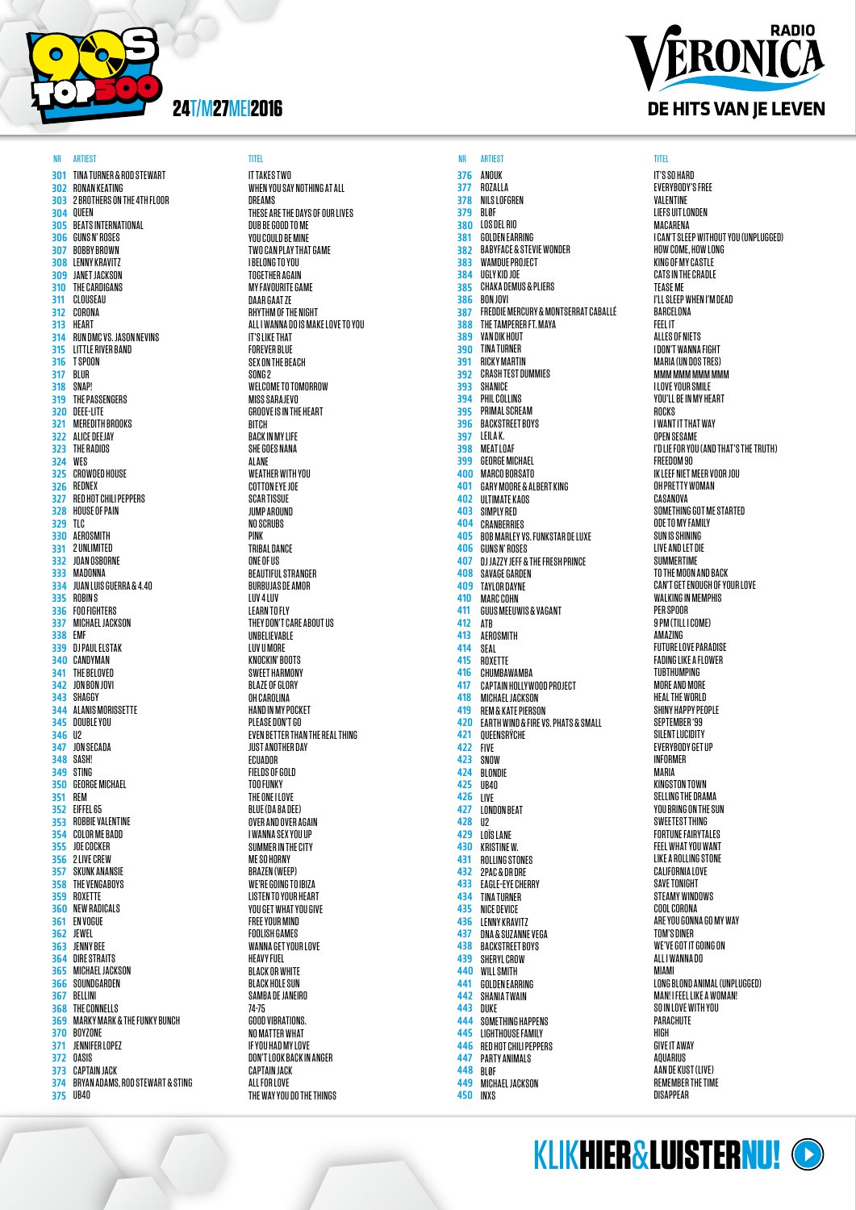# 90s TOP 500

24T/M27MEI2016

RADIO VERONICA — DE HITS VAN JE LEVEN

| NR | ARTIEST | TITEL |
|---|---|---|
| 301 | TINA TURNER & ROD STEWART | IT TAKES TWO |
| 302 | RONAN KEATING | WHEN YOU SAY NOTHING AT ALL |
| 303 | 2 BROTHERS ON THE 4TH FLOOR | DREAMS |
| 304 | QUEEN | THESE ARE THE DAYS OF OUR LIVES |
| 305 | BEATS INTERNATIONAL | DUB BE GOOD TO ME |
| 306 | GUNS N' ROSES | YOU COULD BE MINE |
| 307 | BOBBY BROWN | TWO CAN PLAY THAT GAME |
| 308 | LENNY KRAVITZ | I BELONG TO YOU |
| 309 | JANET JACKSON | TOGETHER AGAIN |
| 310 | THE CARDIGANS | MY FAVOURITE GAME |
| 311 | CLOUSEAU | DAAR GAAT ZE |
| 312 | CORONA | RHYTHM OF THE NIGHT |
| 313 | HEART | ALL I WANNA DO IS MAKE LOVE TO YOU |
| 314 | RUN DMC VS. JASON NEVINS | IT'S LIKE THAT |
| 315 | LITTLE RIVER BAND | FOREVER BLUE |
| 316 | T SPOON | SEX ON THE BEACH |
| 317 | BLUR | SONG 2 |
| 318 | SNAP! | WELCOME TO TOMORROW |
| 319 | THE PASSENGERS | MISS SARAJEVO |
| 320 | DEEE-LITE | GROOVE IS IN THE HEART |
| 321 | MEREDITH BROOKS | BITCH |
| 322 | ALICE DEEJAY | BACK IN MY LIFE |
| 323 | THE RADIOS | SHE GOES NANA |
| 324 | WES | ALANE |
| 325 | CROWDED HOUSE | WEATHER WITH YOU |
| 326 | REDNEX | COTTON EYE JOE |
| 327 | RED HOT CHILI PEPPERS | SCAR TISSUE |
| 328 | HOUSE OF PAIN | JUMP AROUND |
| 329 | TLC | NO SCRUBS |
| 330 | AEROSMITH | PINK |
| 331 | 2 UNLIMITED | TRIBAL DANCE |
| 332 | JOAN OSBORNE | ONE OF US |
| 333 | MADONNA | BEAUTIFUL STRANGER |
| 334 | JUAN LUIS GUERRA & 4.40 | BURBUJAS DE AMOR |
| 335 | ROBIN S | LUV 4 LUV |
| 336 | FOO FIGHTERS | LEARN TO FLY |
| 337 | MICHAEL JACKSON | THEY DON'T CARE ABOUT US |
| 338 | EMF | UNBELIEVABLE |
| 339 | DJ PAUL ELSTAK | LUV U MORE |
| 340 | CANDYMAN | KNOCKIN' BOOTS |
| 341 | THE BELOVED | SWEET HARMONY |
| 342 | JON BON JOVI | BLAZE OF GLORY |
| 343 | SHAGGY | OH CAROLINA |
| 344 | ALANIS MORISSETTE | HAND IN MY POCKET |
| 345 | DOUBLE YOU | PLEASE DON'T GO |
| 346 | U2 | EVEN BETTER THAN THE REAL THING |
| 347 | JON SECADA | JUST ANOTHER DAY |
| 348 | SASH! | ECUADOR |
| 349 | STING | FIELDS OF GOLD |
| 350 | GEORGE MICHAEL | TOO FUNKY |
| 351 | REM | THE ONE I LOVE |
| 352 | EIFFEL 65 | BLUE (DA BA DEE) |
| 353 | ROBBIE VALENTINE | OVER AND OVER AGAIN |
| 354 | COLOR ME BADD | I WANNA SEX YOU UP |
| 355 | JOE COCKER | SUMMER IN THE CITY |
| 356 | 2 LIVE CREW | ME SO HORNY |
| 357 | SKUNK ANANSIE | BRAZEN (WEEP) |
| 358 | THE VENGABOYS | WE'RE GOING TO IBIZA |
| 359 | ROXETTE | LISTEN TO YOUR HEART |
| 360 | NEW RADICALS | YOU GET WHAT YOU GIVE |
| 361 | EN VOGUE | FREE YOUR MIND |
| 362 | JEWEL | FOOLISH GAMES |
| 363 | JENNY BEE | WANNA GET YOUR LOVE |
| 364 | DIRE STRAITS | HEAVY FUEL |
| 365 | MICHAEL JACKSON | BLACK OR WHITE |
| 366 | SOUNDGARDEN | BLACK HOLE SUN |
| 367 | BELLINI | SAMBA DE JANEIRO |
| 368 | THE CONNELLS | 74-75 |
| 369 | MARKY MARK & THE FUNKY BUNCH | GOOD VIBRATIONS. |
| 370 | BOYZONE | NO MATTER WHAT |
| 371 | JENNIFER LOPEZ | IF YOU HAD MY LOVE |
| 372 | OASIS | DON'T LOOK BACK IN ANGER |
| 373 | CAPTAIN JACK | CAPTAIN JACK |
| 374 | BRYAN ADAMS, ROD STEWART & STING | ALL FOR LOVE |
| 375 | UB40 | THE WAY YOU DO THE THINGS |
| 376 | ANOUK | IT'S SO HARD |
| 377 | ROZALLA | EVERYBODY'S FREE |
| 378 | NILS LOFGREN | VALENTINE |
| 379 | BLØF | LIEFS UIT LONDEN |
| 380 | LOS DEL RIO | MACARENA |
| 381 | GOLDEN EARRING | I CAN'T SLEEP WITHOUT YOU (UNPLUGGED) |
| 382 | BABYFACE & STEVIE WONDER | HOW COME, HOW LONG |
| 383 | WAMDUE PROJECT | KING OF MY CASTLE |
| 384 | UGLY KID JOE | CATS IN THE CRADLE |
| 385 | CHAKA DEMUS & PLIERS | TEASE ME |
| 386 | BON JOVI | I'LL SLEEP WHEN I'M DEAD |
| 387 | FREDDIE MERCURY & MONTSERRAT CABALLÉ | BARCELONA |
| 388 | THE TAMPERER FT. MAYA | FEEL IT |
| 389 | VAN DIK HOUT | ALLES OF NIETS |
| 390 | TINA TURNER | I DON'T WANNA FIGHT |
| 391 | RICKY MARTIN | MARIA (UN DOS TRES) |
| 392 | CRASH TEST DUMMIES | MMM MMM MMM MMM |
| 393 | SHANICE | I LOVE YOUR SMILE |
| 394 | PHIL COLLINS | YOU'LL BE IN MY HEART |
| 395 | PRIMAL SCREAM | ROCKS |
| 396 | BACKSTREET BOYS | I WANT IT THAT WAY |
| 397 | LEILA K. | OPEN SESAME |
| 398 | MEAT LOAF | I'D LIE FOR YOU (AND THAT'S THE TRUTH) |
| 399 | GEORGE MICHAEL | FREEDOM 90 |
| 400 | MARCO BORSATO | IK LEEF NIET MEER VOOR JOU |
| 401 | GARY MOORE & ALBERT KING | OH PRETTY WOMAN |
| 402 | ULTIMATE KAOS | CASANOVA |
| 403 | SIMPLY RED | SOMETHING GOT ME STARTED |
| 404 | CRANBERRIES | ODE TO MY FAMILY |
| 405 | BOB MARLEY VS. FUNKSTAR DE LUXE | SUN IS SHINING |
| 406 | GUNS N' ROSES | LIVE AND LET DIE |
| 407 | DJ JAZZY JEFF & THE FRESH PRINCE | SUMMERTIME |
| 408 | SAVAGE GARDEN | TO THE MOON AND BACK |
| 409 | TAYLOR DAYNE | CAN'T GET ENOUGH OF YOUR LOVE |
| 410 | MARC COHN | WALKING IN MEMPHIS |
| 411 | GUUS MEEUWIS & VAGANT | PER SPOOR |
| 412 | ATB | 9 PM (TILL I COME) |
| 413 | AEROSMITH | AMAZING |
| 414 | SEAL | FUTURE LOVE PARADISE |
| 415 | ROXETTE | FADING LIKE A FLOWER |
| 416 | CHUMBAWAMBA | TUBTHUMPING |
| 417 | CAPTAIN HOLLYWOOD PROJECT | MORE AND MORE |
| 418 | MICHAEL JACKSON | HEAL THE WORLD |
| 419 | REM & KATE PIERSON | SHINY HAPPY PEOPLE |
| 420 | EARTH WIND & FIRE VS. PHATS & SMALL | SEPTEMBER '99 |
| 421 | QUEENSRŸCHE | SILENT LUCIDITY |
| 422 | FIVE | EVERYBODY GET UP |
| 423 | SNOW | INFORMER |
| 424 | BLONDIE | MARIA |
| 425 | UB40 | KINGSTON TOWN |
| 426 | LIVE | SELLING THE DRAMA |
| 427 | LONDON BEAT | YOU BRING ON THE SUN |
| 428 | U2 | SWEETEST THING |
| 429 | LOÏS LANE | FORTUNE FAIRYTALES |
| 430 | KRISTINE W. | FEEL WHAT YOU WANT |
| 431 | ROLLING STONES | LIKE A ROLLING STONE |
| 432 | 2PAC & DR DRE | CALIFORNIA LOVE |
| 433 | EAGLE-EYE CHERRY | SAVE TONIGHT |
| 434 | TINA TURNER | STEAMY WINDOWS |
| 435 | NICE DEVICE | COOL CORONA |
| 436 | LENNY KRAVITZ | ARE YOU GONNA GO MY WAY |
| 437 | DNA & SUZANNE VEGA | TOM'S DINER |
| 438 | BACKSTREET BOYS | WE'VE GOT IT GOING ON |
| 439 | SHERYL CROW | ALL I WANNA DO |
| 440 | WILL SMITH | MIAMI |
| 441 | GOLDEN EARRING | LONG BLOND ANIMAL (UNPLUGGED) |
| 442 | SHANIA TWAIN | MAN! I FEEL LIKE A WOMAN! |
| 443 | DUKE | SO IN LOVE WITH YOU |
| 444 | SOMETHING HAPPENS | PARACHUTE |
| 445 | LIGHTHOUSE FAMILY | HIGH |
| 446 | RED HOT CHILI PEPPERS | GIVE IT AWAY |
| 447 | PARTY ANIMALS | AQUARIUS |
| 448 | BLØF | AAN DE KUST (LIVE) |
| 449 | MICHAEL JACKSON | REMEMBER THE TIME |
| 450 | INXS | DISAPPEAR |

KLIKHIER&LUISTERNU!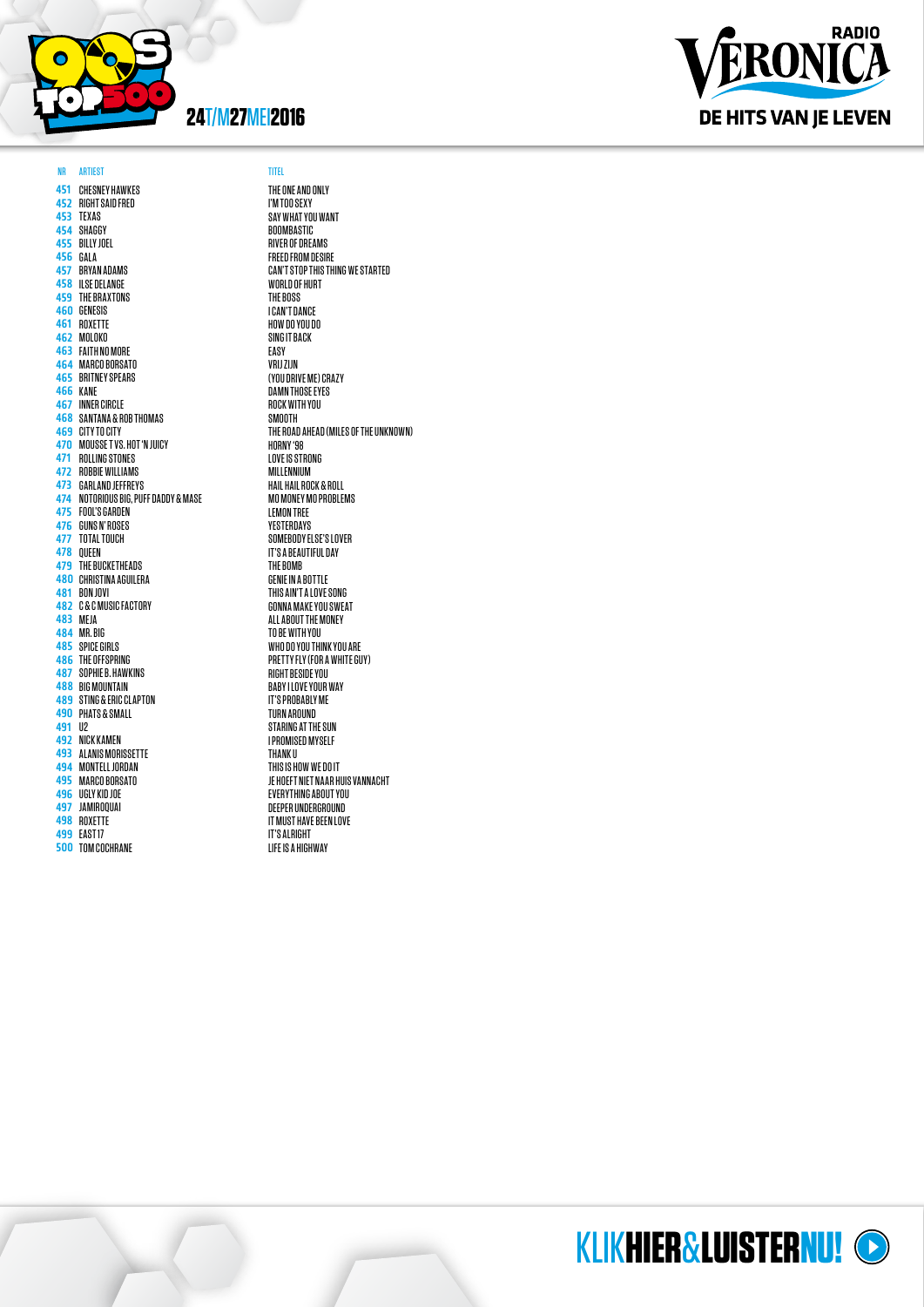24T/M27MEI2016

DE HITS VAN JE LEVEN

| NR | ARTIEST | TITEL |
| --- | --- | --- |
| 451 | CHESNEY HAWKES | THE ONE AND ONLY |
| 452 | RIGHT SAID FRED | I'M TOO SEXY |
| 453 | TEXAS | SAY WHAT YOU WANT |
| 454 | SHAGGY | BOOMBASTIC |
| 455 | BILLY JOEL | RIVER OF DREAMS |
| 456 | GALA | FREED FROM DESIRE |
| 457 | BRYAN ADAMS | CAN'T STOP THIS THING WE STARTED |
| 458 | ILSE DELANGE | WORLD OF HURT |
| 459 | THE BRAXTONS | THE BOSS |
| 460 | GENESIS | I CAN'T DANCE |
| 461 | ROXETTE | HOW DO YOU DO |
| 462 | MOLOKO | SING IT BACK |
| 463 | FAITH NO MORE | EASY |
| 464 | MARCO BORSATO | VRIJ ZIJN |
| 465 | BRITNEY SPEARS | (YOU DRIVE ME) CRAZY |
| 466 | KANE | DAMN THOSE EYES |
| 467 | INNER CIRCLE | ROCK WITH YOU |
| 468 | SANTANA & ROB THOMAS | SMOOTH |
| 469 | CITY TO CITY | THE ROAD AHEAD (MILES OF THE UNKNOWN) |
| 470 | MOUSSE T VS. HOT 'N JUICY | HORNY '98 |
| 471 | ROLLING STONES | LOVE IS STRONG |
| 472 | ROBBIE WILLIAMS | MILLENNIUM |
| 473 | GARLAND JEFFREYS | HAIL HAIL ROCK & ROLL |
| 474 | NOTORIOUS BIG, PUFF DADDY & MASE | MO MONEY MO PROBLEMS |
| 475 | FOOL'S GARDEN | LEMON TREE |
| 476 | GUNS N' ROSES | YESTERDAYS |
| 477 | TOTAL TOUCH | SOMEBODY ELSE'S LOVER |
| 478 | QUEEN | IT'S A BEAUTIFUL DAY |
| 479 | THE BUCKETHEADS | THE BOMB |
| 480 | CHRISTINA AGUILERA | GENIE IN A BOTTLE |
| 481 | BON JOVI | THIS AIN'T A LOVE SONG |
| 482 | C & C MUSIC FACTORY | GONNA MAKE YOU SWEAT |
| 483 | MEJA | ALL ABOUT THE MONEY |
| 484 | MR. BIG | TO BE WITH YOU |
| 485 | SPICE GIRLS | WHO DO YOU THINK YOU ARE |
| 486 | THE OFFSPRING | PRETTY FLY (FOR A WHITE GUY) |
| 487 | SOPHIE B. HAWKINS | RIGHT BESIDE YOU |
| 488 | BIG MOUNTAIN | BABY I LOVE YOUR WAY |
| 489 | STING & ERIC CLAPTON | IT'S PROBABLY ME |
| 490 | PHATS & SMALL | TURN AROUND |
| 491 | U2 | STARING AT THE SUN |
| 492 | NICK KAMEN | I PROMISED MYSELF |
| 493 | ALANIS MORISSETTE | THANK U |
| 494 | MONTELL JORDAN | THIS IS HOW WE DO IT |
| 495 | MARCO BORSATO | JE HOEFT NIET NAAR HUIS VANNACHT |
| 496 | UGLY KID JOE | EVERYTHING ABOUT YOU |
| 497 | JAMIROQUAI | DEEPER UNDERGROUND |
| 498 | ROXETTE | IT MUST HAVE BEEN LOVE |
| 499 | EAST 17 | IT'S ALRIGHT |
| 500 | TOM COCHRANE | LIFE IS A HIGHWAY |

KLIKHIER&LUISTERNU!